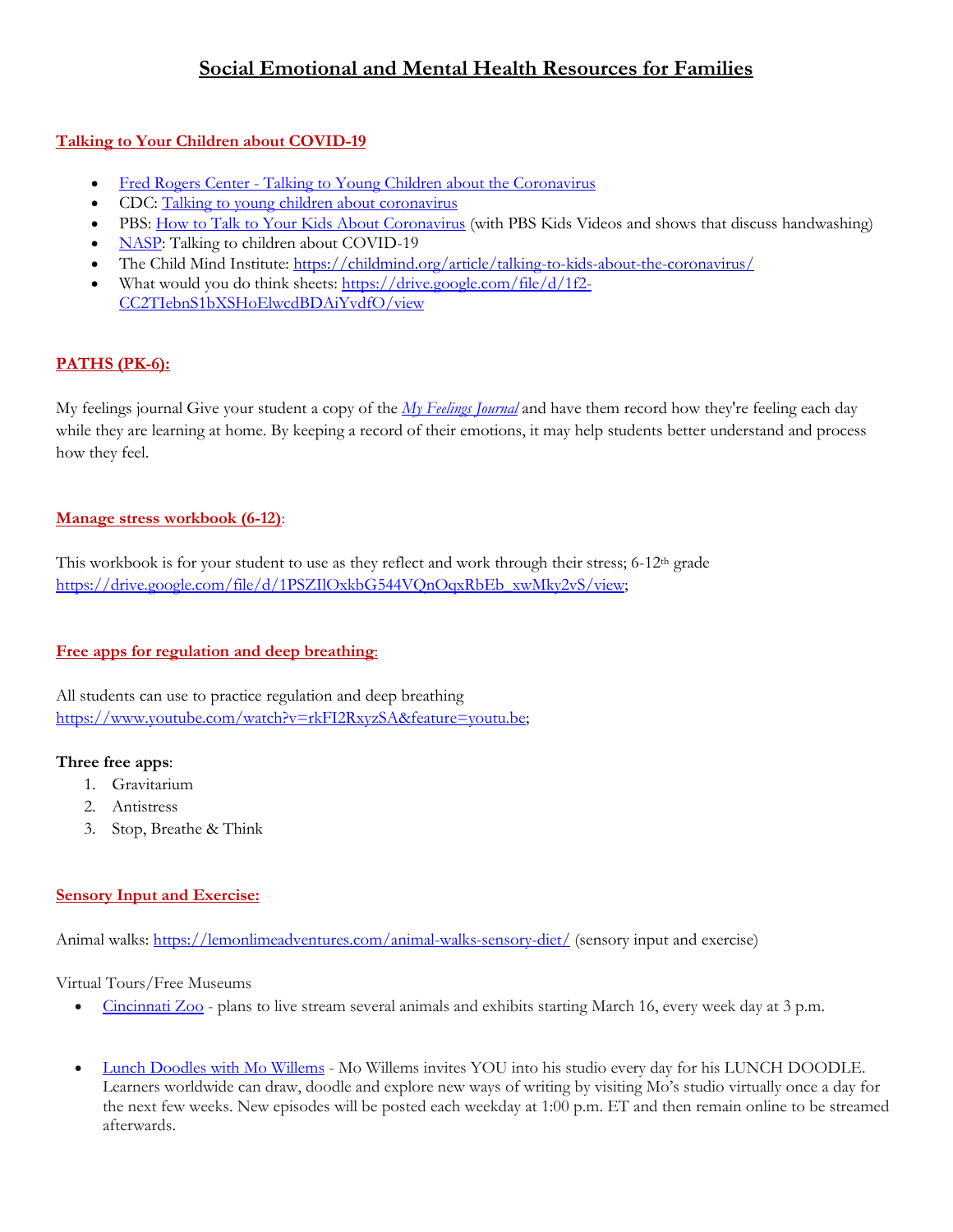# Social Emotional and Mental Health Resources for Families

## Talking to Your Children about COVID-19

- Fred Rogers Center - Talking to Young Children about the Coronavirus
- CDC: Talking to young children about coronavirus
- PBS: How to Talk to Your Kids About Coronavirus (with PBS Kids Videos and shows that discuss handwashing)
- NASP: Talking to children about COVID-19
- The Child Mind Institute: https://childmind.org/article/talking-to-kids-about-the-coronavirus/
- What would you do think sheets: https://drive.google.com/file/d/1f2-CC2TIebnS1bXSHoElwcdBDAiYvdfO/view

## PATHS (PK-6):

My feelings journal Give your student a copy of the *My Feelings Journal* and have them record how they're feeling each day while they are learning at home. By keeping a record of their emotions, it may help students better understand and process how they feel.

## Manage stress workbook (6-12):

This workbook is for your student to use as they reflect and work through their stress; 6-12th grade https://drive.google.com/file/d/1PSZIlOxkbG544VQnOqxRbEb_xwMky2vS/view;

## Free apps for regulation and deep breathing:

All students can use to practice regulation and deep breathing https://www.youtube.com/watch?v=rkFI2RxyzSA&feature=youtu.be;

**Three free apps**:

1. Gravitarium
2. Antistress
3. Stop, Breathe & Think

## Sensory Input and Exercise:

Animal walks: https://lemonlimeadventures.com/animal-walks-sensory-diet/ (sensory input and exercise)

Virtual Tours/Free Museums

- Cincinnati Zoo - plans to live stream several animals and exhibits starting March 16, every week day at 3 p.m.
- Lunch Doodles with Mo Willems - Mo Willems invites YOU into his studio every day for his LUNCH DOODLE. Learners worldwide can draw, doodle and explore new ways of writing by visiting Mo's studio virtually once a day for the next few weeks. New episodes will be posted each weekday at 1:00 p.m. ET and then remain online to be streamed afterwards.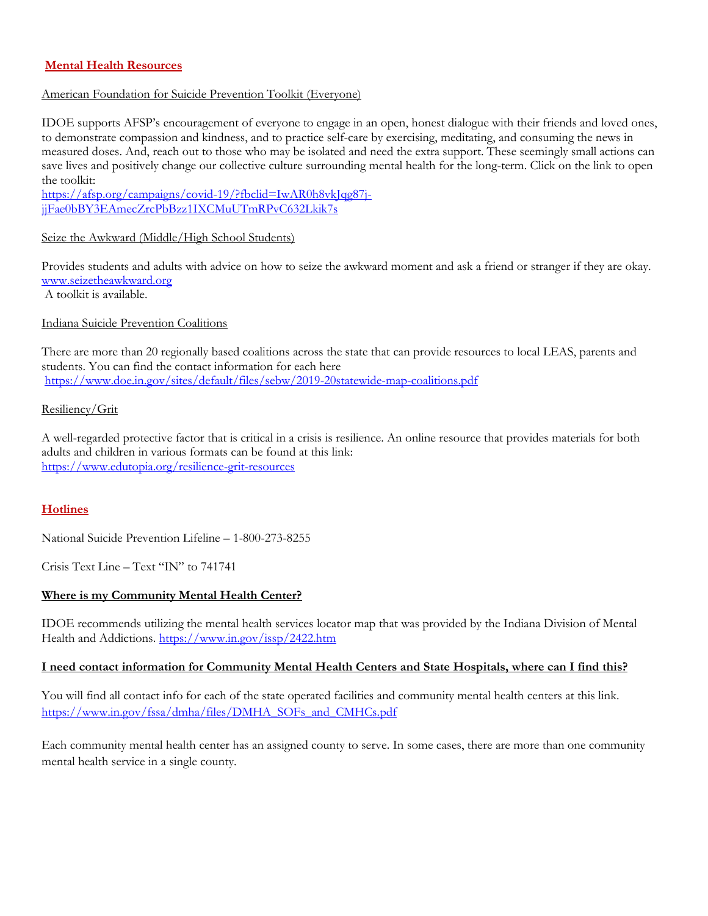## **Mental Health Resources**

American Foundation for Suicide Prevention Toolkit (Everyone)

IDOE supports AFSP's encouragement of everyone to engage in an open, honest dialogue with their friends and loved ones, to demonstrate compassion and kindness, and to practice self-care by exercising, meditating, and consuming the news in measured doses. And, reach out to those who may be isolated and need the extra support. These seemingly small actions can save lives and positively change our collective culture surrounding mental health for the long-term. Click on the link to open the toolkit:
https://afsp.org/campaigns/covid-19/?fbclid=IwAR0h8vkJqg87j-jjFae0bBY3EAmecZrcPbBzz1IXCMuUTmRPvC632Lkik7s

Seize the Awkward (Middle/High School Students)

Provides students and adults with advice on how to seize the awkward moment and ask a friend or stranger if they are okay.
www.seizetheawkward.org
A toolkit is available.

Indiana Suicide Prevention Coalitions

There are more than 20 regionally based coalitions across the state that can provide resources to local LEAS, parents and students. You can find the contact information for each here
https://www.doe.in.gov/sites/default/files/sebw/2019-20statewide-map-coalitions.pdf

Resiliency/Grit

A well-regarded protective factor that is critical in a crisis is resilience. An online resource that provides materials for both adults and children in various formats can be found at this link:
https://www.edutopia.org/resilience-grit-resources

## **Hotlines**

National Suicide Prevention Lifeline – 1-800-273-8255

Crisis Text Line – Text "IN" to 741741

### **Where is my Community Mental Health Center?**

IDOE recommends utilizing the mental health services locator map that was provided by the Indiana Division of Mental Health and Addictions. https://www.in.gov/issp/2422.htm

### **I need contact information for Community Mental Health Centers and State Hospitals, where can I find this?**

You will find all contact info for each of the state operated facilities and community mental health centers at this link.
https://www.in.gov/fssa/dmha/files/DMHA_SOFs_and_CMHCs.pdf

Each community mental health center has an assigned county to serve. In some cases, there are more than one community mental health service in a single county.